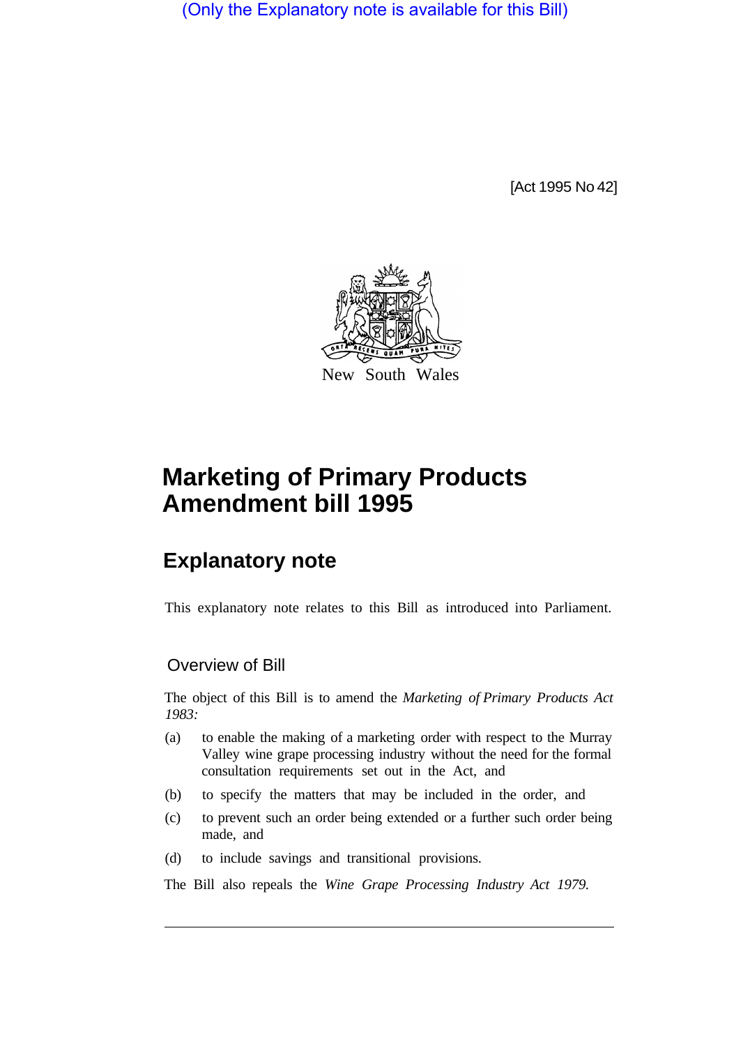(Only the Explanatory note is available for this Bill)

[Act 1995 No 42]

New South Wales

# Marketing of Primary Products Amendment bill 1995

## Explanatory note

This explanatory note relates to this Bill as introduced into Parliament.

### Overview of Bill

The object of this Bill is to amend the *Marketing of Primary Products Act 1983:*

(a) to enable the making of a marketing order with respect to the Murray Valley wine grape processing industry without the need for the formal consultation requirements set out in the Act, and

(b) to specify the matters that may be included in the order, and

(c) to prevent such an order being extended or a further such order being made, and

(d) to include savings and transitional provisions.

The Bill also repeals the *Wine Grape Processing Industry Act 1979.*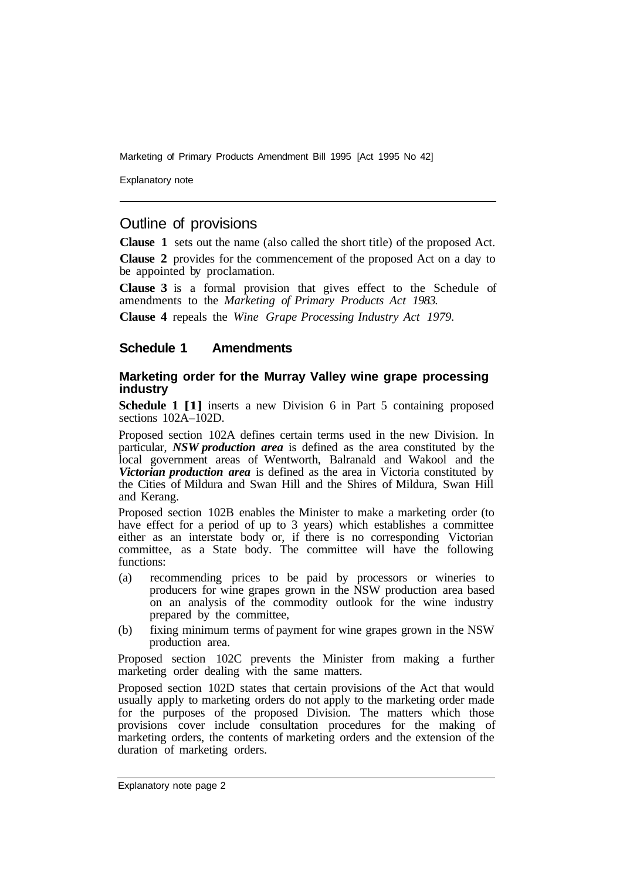## Outline of provisions

**Clause 1** sets out the name (also called the short title) of the proposed Act.

**Clause 2** provides for the commencement of the proposed Act on a day to be appointed by proclamation.

**Clause 3** is a formal provision that gives effect to the Schedule of amendments to the *Marketing of Primary Products Act 1983.*

**Clause 4** repeals the *Wine Grape Processing Industry Act 1979.*

### Schedule 1 Amendments

#### Marketing order for the Murray Valley wine grape processing industry

**Schedule 1 [1]** inserts a new Division 6 in Part 5 containing proposed sections 102A–102D.

Proposed section 102A defines certain terms used in the new Division. In particular, ***NSW production area*** is defined as the area constituted by the local government areas of Wentworth, Balranald and Wakool and the ***Victorian production area*** is defined as the area in Victoria constituted by the Cities of Mildura and Swan Hill and the Shires of Mildura, Swan Hill and Kerang.

Proposed section 102B enables the Minister to make a marketing order (to have effect for a period of up to 3 years) which establishes a committee either as an interstate body or, if there is no corresponding Victorian committee, as a State body. The committee will have the following functions:

(a) recommending prices to be paid by processors or wineries to producers for wine grapes grown in the NSW production area based on an analysis of the commodity outlook for the wine industry prepared by the committee,

(b) fixing minimum terms of payment for wine grapes grown in the NSW production area.

Proposed section 102C prevents the Minister from making a further marketing order dealing with the same matters.

Proposed section 102D states that certain provisions of the Act that would usually apply to marketing orders do not apply to the marketing order made for the purposes of the proposed Division. The matters which those provisions cover include consultation procedures for the making of marketing orders, the contents of marketing orders and the extension of the duration of marketing orders.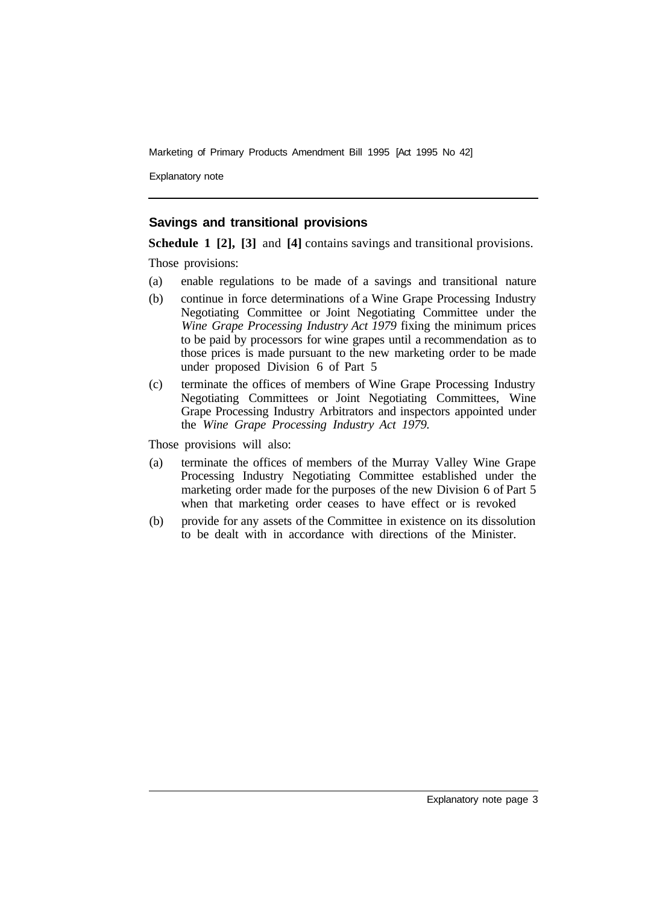## Savings and transitional provisions

**Schedule 1 [2], [3]** and **[4]** contains savings and transitional provisions.

Those provisions:

(a) enable regulations to be made of a savings and transitional nature

(b) continue in force determinations of a Wine Grape Processing Industry Negotiating Committee or Joint Negotiating Committee under the *Wine Grape Processing Industry Act 1979* fixing the minimum prices to be paid by processors for wine grapes until a recommendation as to those prices is made pursuant to the new marketing order to be made under proposed Division 6 of Part 5

(c) terminate the offices of members of Wine Grape Processing Industry Negotiating Committees or Joint Negotiating Committees, Wine Grape Processing Industry Arbitrators and inspectors appointed under the *Wine Grape Processing Industry Act 1979.*

Those provisions will also:

(a) terminate the offices of members of the Murray Valley Wine Grape Processing Industry Negotiating Committee established under the marketing order made for the purposes of the new Division 6 of Part 5 when that marketing order ceases to have effect or is revoked

(b) provide for any assets of the Committee in existence on its dissolution to be dealt with in accordance with directions of the Minister.